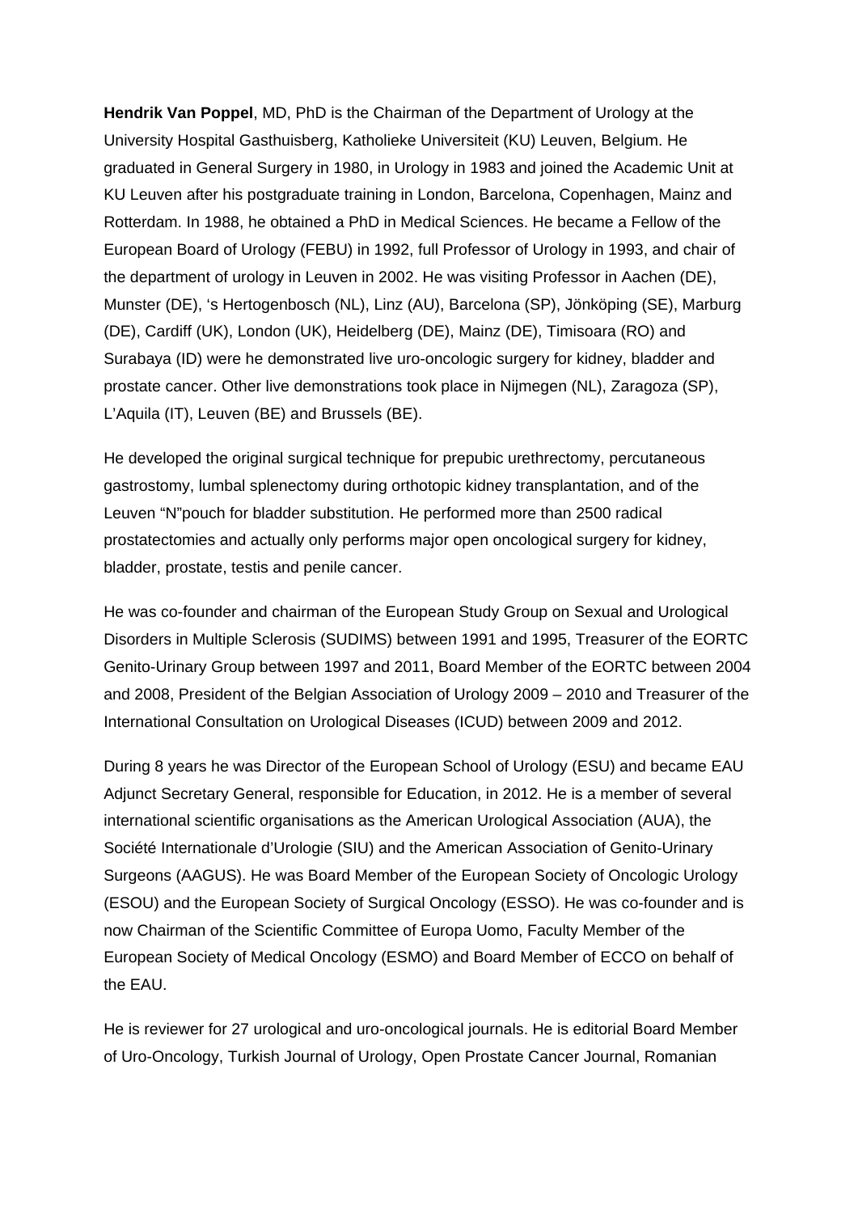**Hendrik Van Poppel**, MD, PhD is the Chairman of the Department of Urology at the University Hospital Gasthuisberg, Katholieke Universiteit (KU) Leuven, Belgium. He graduated in General Surgery in 1980, in Urology in 1983 and joined the Academic Unit at KU Leuven after his postgraduate training in London, Barcelona, Copenhagen, Mainz and Rotterdam. In 1988, he obtained a PhD in Medical Sciences. He became a Fellow of the European Board of Urology (FEBU) in 1992, full Professor of Urology in 1993, and chair of the department of urology in Leuven in 2002. He was visiting Professor in Aachen (DE), Munster (DE), 's Hertogenbosch (NL), Linz (AU), Barcelona (SP), Jönköping (SE), Marburg (DE), Cardiff (UK), London (UK), Heidelberg (DE), Mainz (DE), Timisoara (RO) and Surabaya (ID) were he demonstrated live uro-oncologic surgery for kidney, bladder and prostate cancer. Other live demonstrations took place in Nijmegen (NL), Zaragoza (SP), L'Aquila (IT), Leuven (BE) and Brussels (BE).

He developed the original surgical technique for prepubic urethrectomy, percutaneous gastrostomy, lumbal splenectomy during orthotopic kidney transplantation, and of the Leuven "N"pouch for bladder substitution. He performed more than 2500 radical prostatectomies and actually only performs major open oncological surgery for kidney, bladder, prostate, testis and penile cancer.

He was co-founder and chairman of the European Study Group on Sexual and Urological Disorders in Multiple Sclerosis (SUDIMS) between 1991 and 1995, Treasurer of the EORTC Genito-Urinary Group between 1997 and 2011, Board Member of the EORTC between 2004 and 2008, President of the Belgian Association of Urology 2009 – 2010 and Treasurer of the International Consultation on Urological Diseases (ICUD) between 2009 and 2012.

During 8 years he was Director of the European School of Urology (ESU) and became EAU Adjunct Secretary General, responsible for Education, in 2012. He is a member of several international scientific organisations as the American Urological Association (AUA), the Société Internationale d'Urologie (SIU) and the American Association of Genito-Urinary Surgeons (AAGUS). He was Board Member of the European Society of Oncologic Urology (ESOU) and the European Society of Surgical Oncology (ESSO). He was co-founder and is now Chairman of the Scientific Committee of Europa Uomo, Faculty Member of the European Society of Medical Oncology (ESMO) and Board Member of ECCO on behalf of the EAU.

He is reviewer for 27 urological and uro-oncological journals. He is editorial Board Member of Uro-Oncology, Turkish Journal of Urology, Open Prostate Cancer Journal, Romanian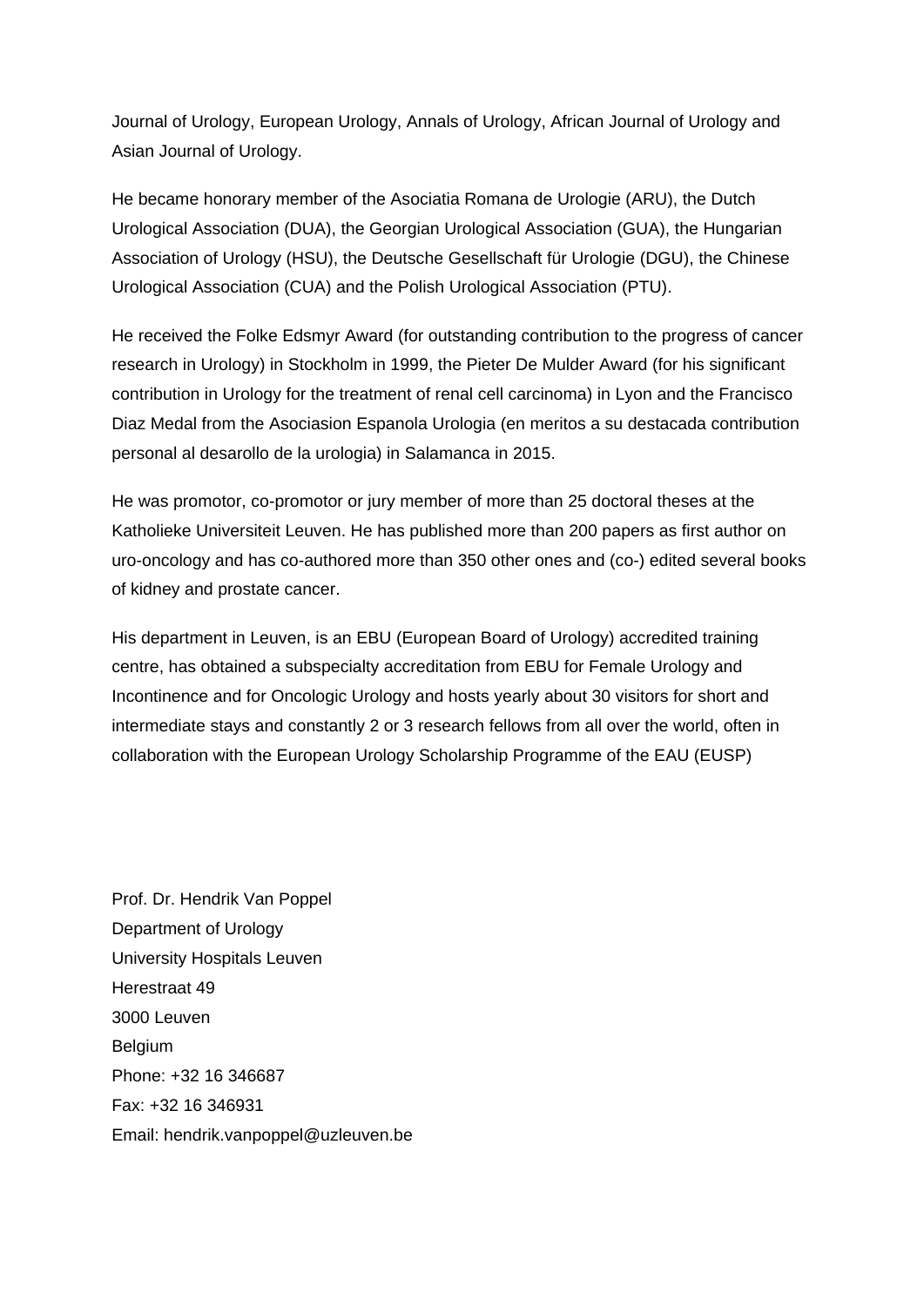Journal of Urology, European Urology, Annals of Urology, African Journal of Urology and Asian Journal of Urology.

He became honorary member of the Asociatia Romana de Urologie (ARU), the Dutch Urological Association (DUA), the Georgian Urological Association (GUA), the Hungarian Association of Urology (HSU), the Deutsche Gesellschaft für Urologie (DGU), the Chinese Urological Association (CUA) and the Polish Urological Association (PTU).

He received the Folke Edsmyr Award (for outstanding contribution to the progress of cancer research in Urology) in Stockholm in 1999, the Pieter De Mulder Award (for his significant contribution in Urology for the treatment of renal cell carcinoma) in Lyon and the Francisco Diaz Medal from the Asociasion Espanola Urologia (en meritos a su destacada contribution personal al desarollo de la urologia) in Salamanca in 2015.

He was promotor, co-promotor or jury member of more than 25 doctoral theses at the Katholieke Universiteit Leuven. He has published more than 200 papers as first author on uro-oncology and has co-authored more than 350 other ones and (co-) edited several books of kidney and prostate cancer.

His department in Leuven, is an EBU (European Board of Urology) accredited training centre, has obtained a subspecialty accreditation from EBU for Female Urology and Incontinence and for Oncologic Urology and hosts yearly about 30 visitors for short and intermediate stays and constantly 2 or 3 research fellows from all over the world, often in collaboration with the European Urology Scholarship Programme of the EAU (EUSP)

Prof. Dr. Hendrik Van Poppel
Department of Urology
University Hospitals Leuven
Herestraat 49
3000 Leuven
Belgium
Phone: +32 16 346687
Fax: +32 16 346931
Email: hendrik.vanpoppel@uzleuven.be